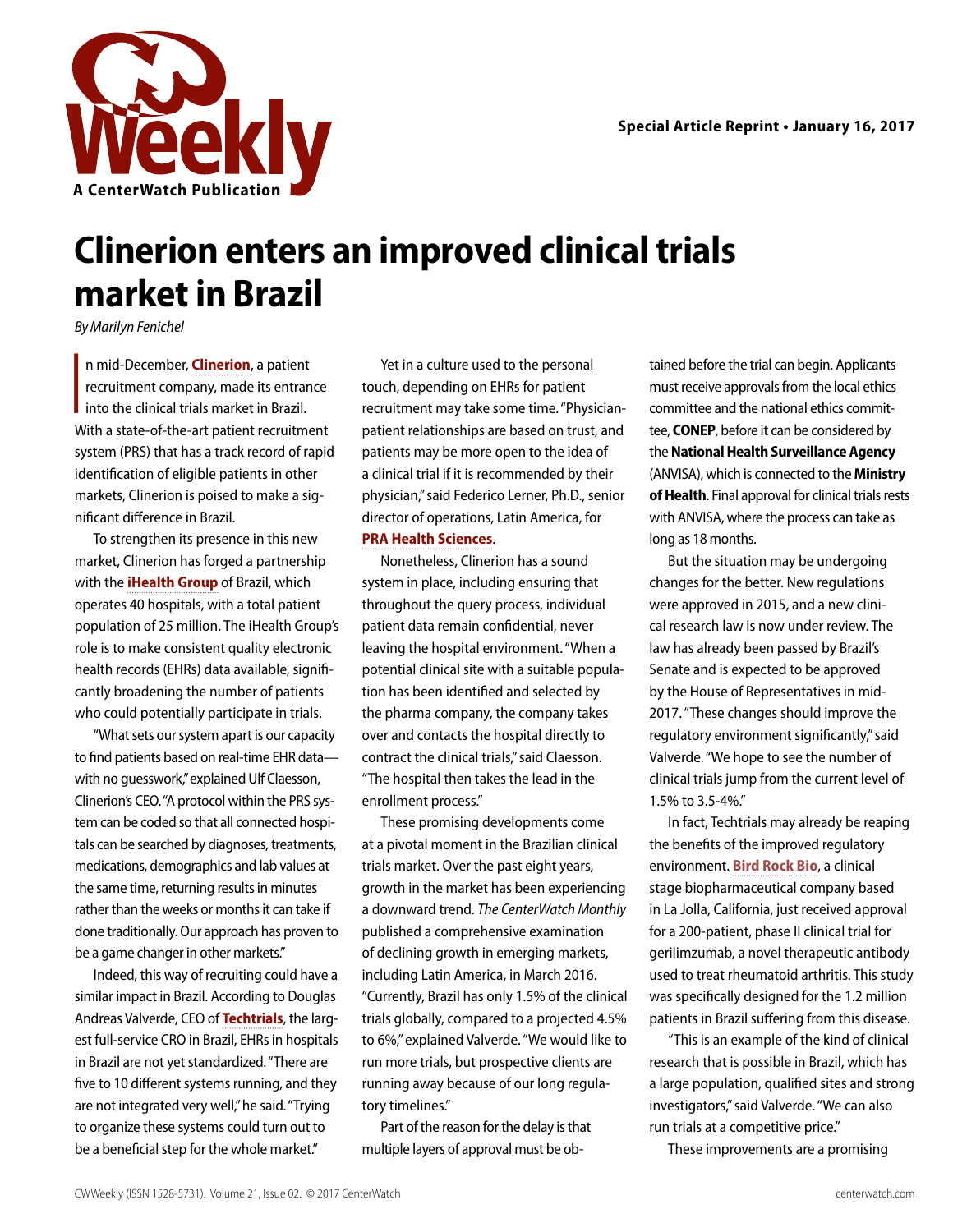Special Article Reprint • January 16, 2017

# Clinerion enters an improved clinical trials market in Brazil

*By Marilyn Fenichel*

In mid-December, **Clinerion**, a patient recruitment company, made its entrance into the clinical trials market in Brazil. With a state-of-the-art patient recruitment system (PRS) that has a track record of rapid identification of eligible patients in other markets, Clinerion is poised to make a significant difference in Brazil.

To strengthen its presence in this new market, Clinerion has forged a partnership with the **iHealth Group** of Brazil, which operates 40 hospitals, with a total patient population of 25 million. The iHealth Group's role is to make consistent quality electronic health records (EHRs) data available, significantly broadening the number of patients who could potentially participate in trials.

"What sets our system apart is our capacity to find patients based on real-time EHR data—with no guesswork," explained Ulf Claesson, Clinerion's CEO. "A protocol within the PRS system can be coded so that all connected hospitals can be searched by diagnoses, treatments, medications, demographics and lab values at the same time, returning results in minutes rather than the weeks or months it can take if done traditionally. Our approach has proven to be a game changer in other markets."

Indeed, this way of recruiting could have a similar impact in Brazil. According to Douglas Andreas Valverde, CEO of **Techtrials**, the largest full-service CRO in Brazil, EHRs in hospitals in Brazil are not yet standardized. "There are five to 10 different systems running, and they are not integrated very well," he said. "Trying to organize these systems could turn out to be a beneficial step for the whole market."

Yet in a culture used to the personal touch, depending on EHRs for patient recruitment may take some time. "Physician-patient relationships are based on trust, and patients may be more open to the idea of a clinical trial if it is recommended by their physician," said Federico Lerner, Ph.D., senior director of operations, Latin America, for **PRA Health Sciences**.

Nonetheless, Clinerion has a sound system in place, including ensuring that throughout the query process, individual patient data remain confidential, never leaving the hospital environment. "When a potential clinical site with a suitable population has been identified and selected by the pharma company, the company takes over and contacts the hospital directly to contract the clinical trials," said Claesson. "The hospital then takes the lead in the enrollment process."

These promising developments come at a pivotal moment in the Brazilian clinical trials market. Over the past eight years, growth in the market has been experiencing a downward trend. *The CenterWatch Monthly* published a comprehensive examination of declining growth in emerging markets, including Latin America, in March 2016. "Currently, Brazil has only 1.5% of the clinical trials globally, compared to a projected 4.5% to 6%," explained Valverde. "We would like to run more trials, but prospective clients are running away because of our long regulatory timelines."

Part of the reason for the delay is that multiple layers of approval must be obtained before the trial can begin. Applicants must receive approvals from the local ethics committee and the national ethics committee, **CONEP**, before it can be considered by the **National Health Surveillance Agency** (ANVISA), which is connected to the **Ministry of Health**. Final approval for clinical trials rests with ANVISA, where the process can take as long as 18 months.

But the situation may be undergoing changes for the better. New regulations were approved in 2015, and a new clinical research law is now under review. The law has already been passed by Brazil's Senate and is expected to be approved by the House of Representatives in mid-2017. "These changes should improve the regulatory environment significantly," said Valverde. "We hope to see the number of clinical trials jump from the current level of 1.5% to 3.5-4%."

In fact, Techtrials may already be reaping the benefits of the improved regulatory environment. **Bird Rock Bio**, a clinical stage biopharmaceutical company based in La Jolla, California, just received approval for a 200-patient, phase II clinical trial for gerilimzumab, a novel therapeutic antibody used to treat rheumatoid arthritis. This study was specifically designed for the 1.2 million patients in Brazil suffering from this disease.

"This is an example of the kind of clinical research that is possible in Brazil, which has a large population, qualified sites and strong investigators," said Valverde. "We can also run trials at a competitive price."

These improvements are a promising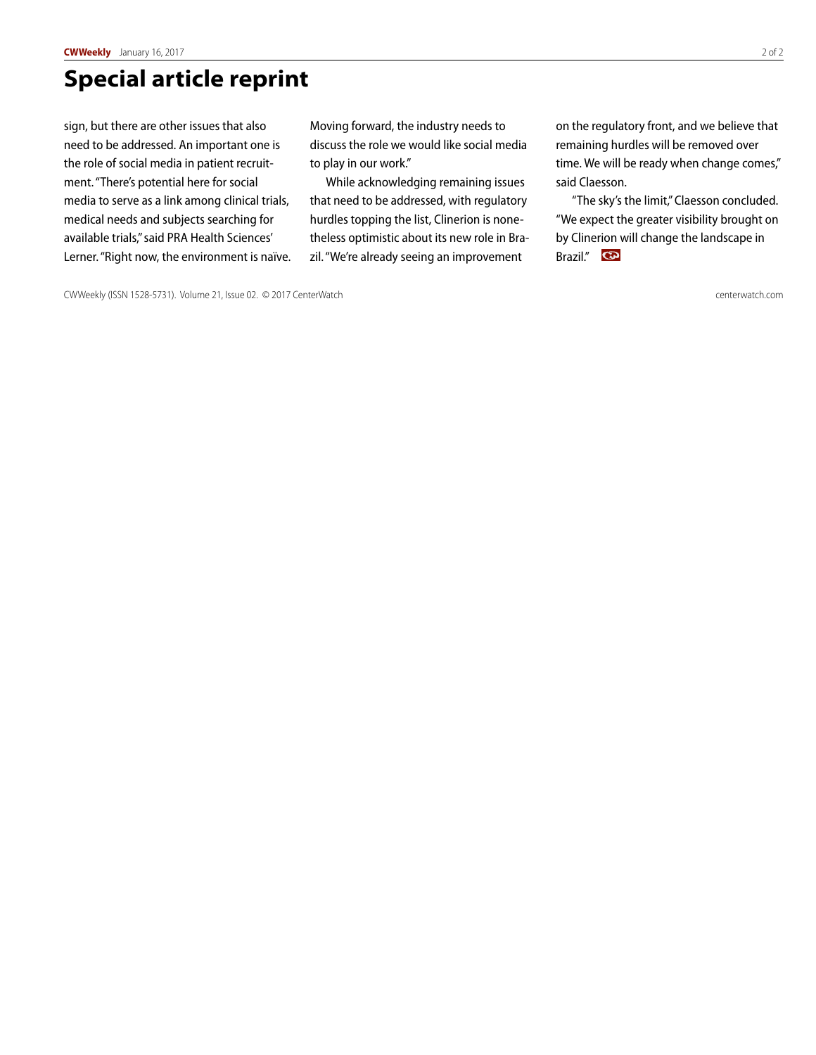# Special article reprint

sign, but there are other issues that also need to be addressed. An important one is the role of social media in patient recruitment. "There's potential here for social media to serve as a link among clinical trials, medical needs and subjects searching for available trials," said PRA Health Sciences' Lerner. "Right now, the environment is naïve. Moving forward, the industry needs to discuss the role we would like social media to play in our work."

While acknowledging remaining issues that need to be addressed, with regulatory hurdles topping the list, Clinerion is nonetheless optimistic about its new role in Brazil. "We're already seeing an improvement on the regulatory front, and we believe that remaining hurdles will be removed over time. We will be ready when change comes," said Claesson.

"The sky's the limit," Claesson concluded. "We expect the greater visibility brought on by Clinerion will change the landscape in Brazil."

CWWeekly (ISSN 1528-5731). Volume 21, Issue 02. © 2017 CenterWatch